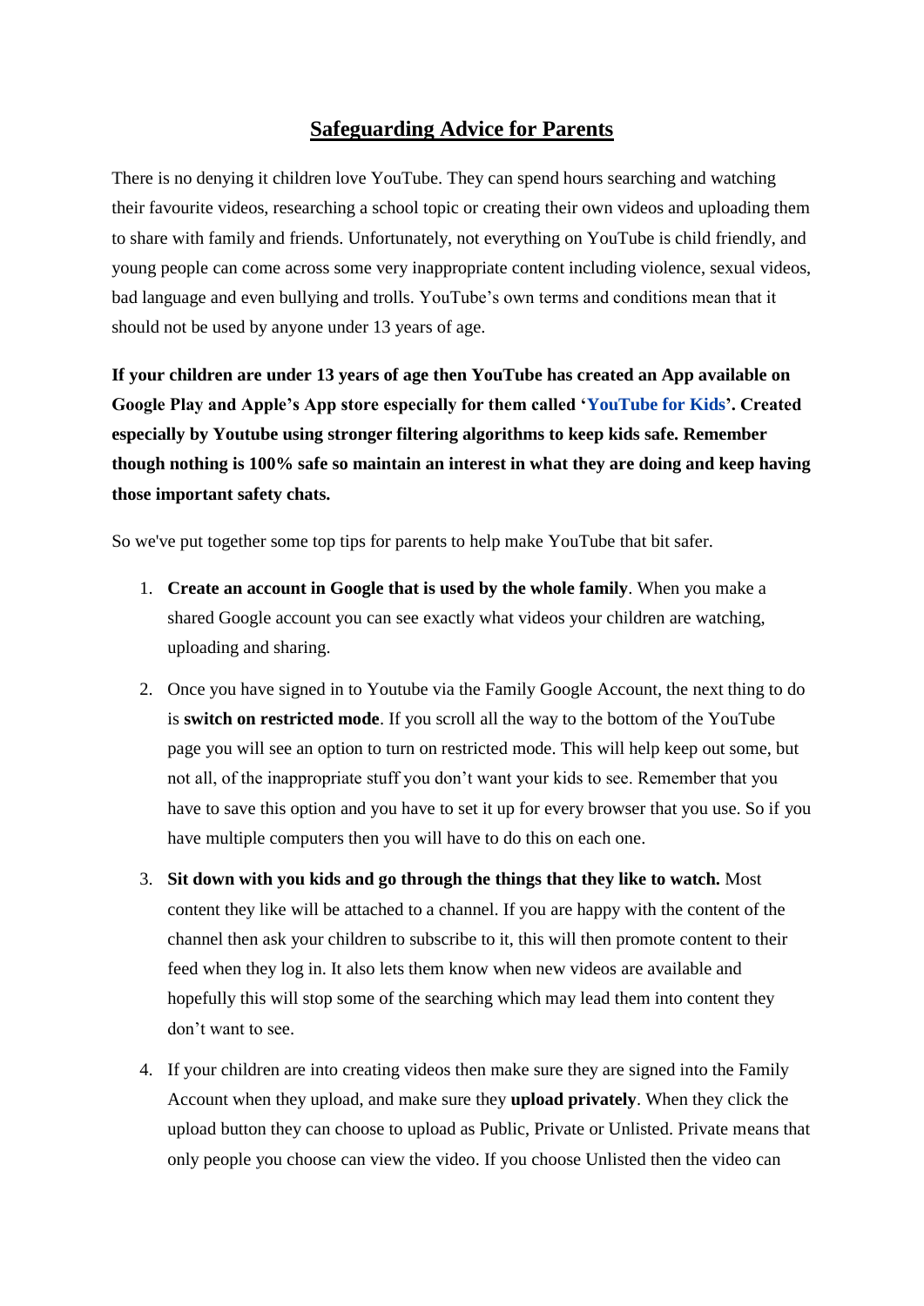# Safeguarding Advice for Parents

There is no denying it children love YouTube. They can spend hours searching and watching their favourite videos, researching a school topic or creating their own videos and uploading them to share with family and friends. Unfortunately, not everything on YouTube is child friendly, and young people can come across some very inappropriate content including violence, sexual videos, bad language and even bullying and trolls. YouTube's own terms and conditions mean that it should not be used by anyone under 13 years of age.

**If your children are under 13 years of age then YouTube has created an App available on Google Play and Apple's App store especially for them called 'YouTube for Kids'. Created especially by Youtube using stronger filtering algorithms to keep kids safe. Remember though nothing is 100% safe so maintain an interest in what they are doing and keep having those important safety chats.**

So we've put together some top tips for parents to help make YouTube that bit safer.

1. **Create an account in Google that is used by the whole family**. When you make a shared Google account you can see exactly what videos your children are watching, uploading and sharing.
2. Once you have signed in to Youtube via the Family Google Account, the next thing to do is **switch on restricted mode**. If you scroll all the way to the bottom of the YouTube page you will see an option to turn on restricted mode. This will help keep out some, but not all, of the inappropriate stuff you don't want your kids to see. Remember that you have to save this option and you have to set it up for every browser that you use. So if you have multiple computers then you will have to do this on each one.
3. **Sit down with you kids and go through the things that they like to watch.** Most content they like will be attached to a channel. If you are happy with the content of the channel then ask your children to subscribe to it, this will then promote content to their feed when they log in. It also lets them know when new videos are available and hopefully this will stop some of the searching which may lead them into content they don't want to see.
4. If your children are into creating videos then make sure they are signed into the Family Account when they upload, and make sure they **upload privately**. When they click the upload button they can choose to upload as Public, Private or Unlisted. Private means that only people you choose can view the video. If you choose Unlisted then the video can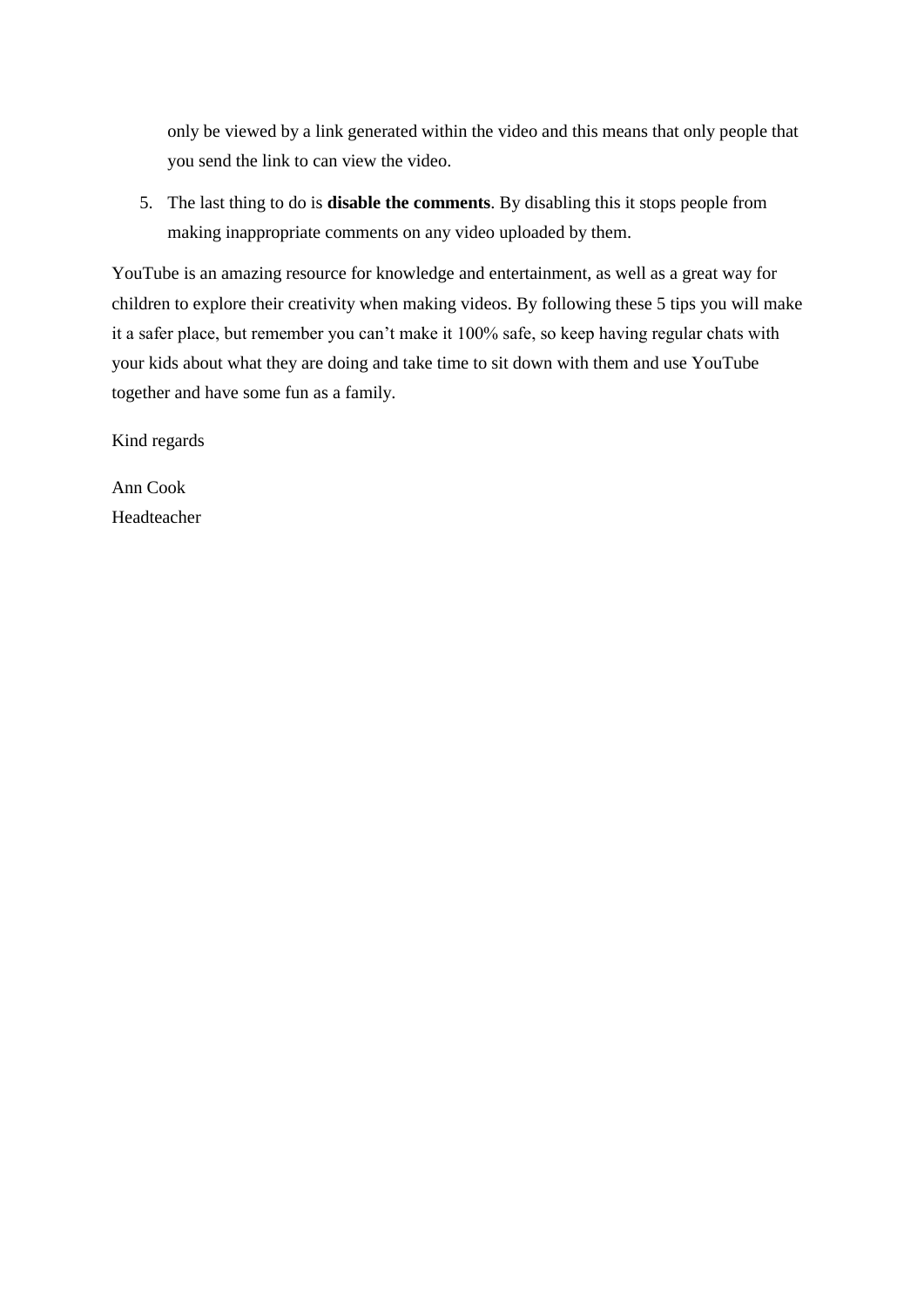only be viewed by a link generated within the video and this means that only people that you send the link to can view the video.

5. The last thing to do is **disable the comments**. By disabling this it stops people from making inappropriate comments on any video uploaded by them.

YouTube is an amazing resource for knowledge and entertainment, as well as a great way for children to explore their creativity when making videos. By following these 5 tips you will make it a safer place, but remember you can't make it 100% safe, so keep having regular chats with your kids about what they are doing and take time to sit down with them and use YouTube together and have some fun as a family.

Kind regards

Ann Cook
Headteacher